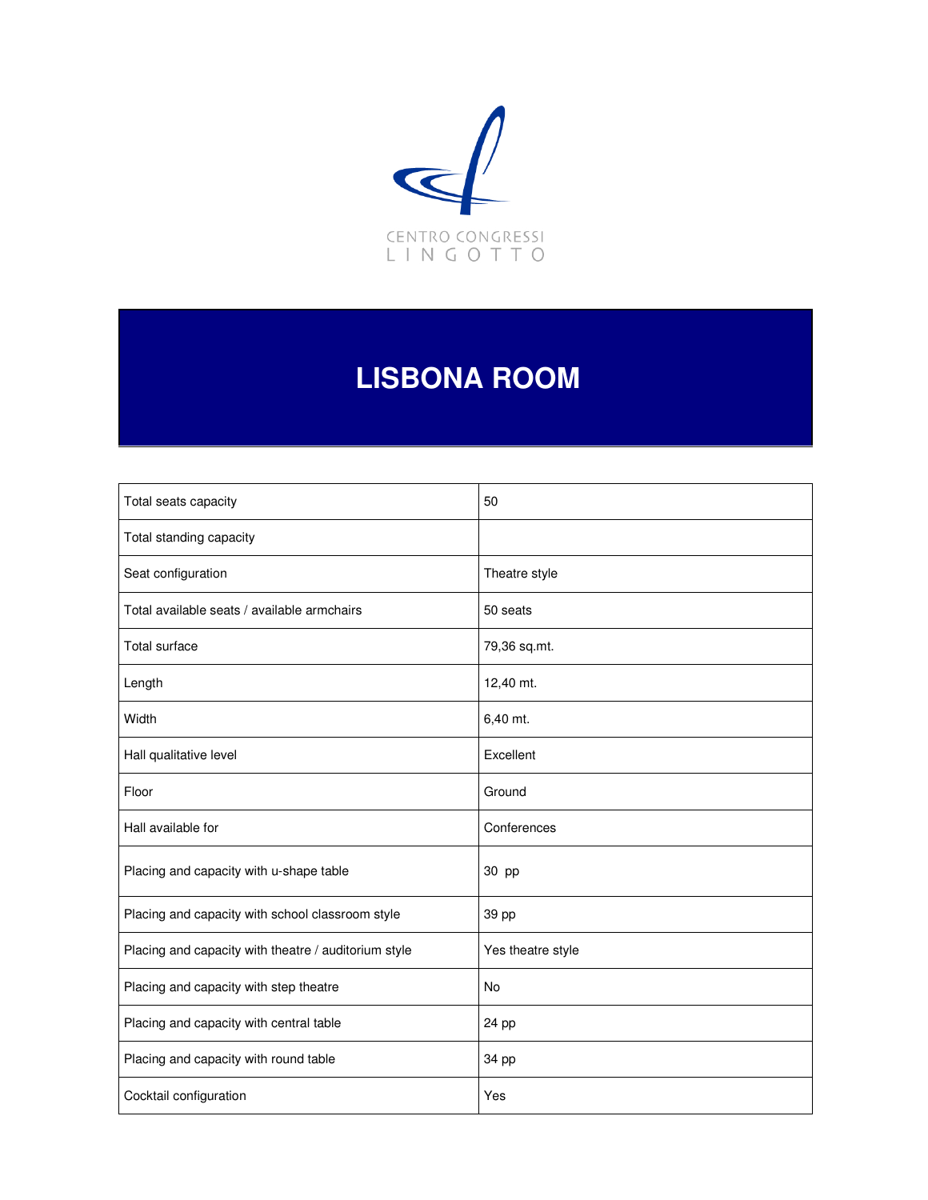CENTRO CONGRESSI
LINGOTTO

# LISBONA ROOM

| | |
|---|---|
| Total seats capacity | 50 |
| Total standing capacity | |
| Seat configuration | Theatre style |
| Total available seats / available armchairs | 50 seats |
| Total surface | 79,36 sq.mt. |
| Length | 12,40 mt. |
| Width | 6,40 mt. |
| Hall qualitative level | Excellent |
| Floor | Ground |
| Hall available for | Conferences |
| Placing and capacity with u-shape table | 30 pp |
| Placing and capacity with school classroom style | 39 pp |
| Placing and capacity with theatre / auditorium style | Yes theatre style |
| Placing and capacity with step theatre | No |
| Placing and capacity with central table | 24 pp |
| Placing and capacity with round table | 34 pp |
| Cocktail configuration | Yes |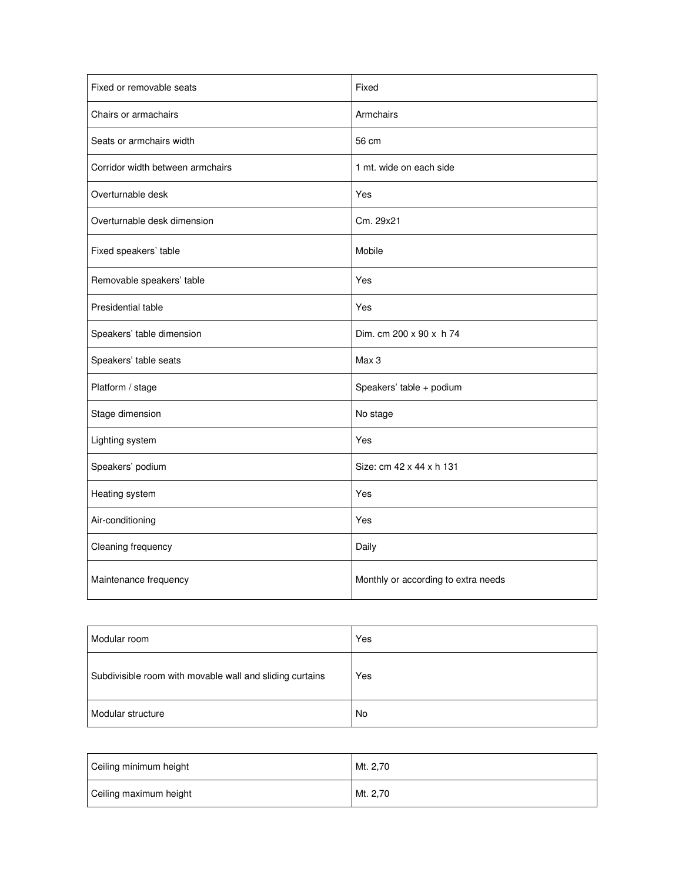| Fixed or removable seats | Fixed |
|---|---|
| Chairs or armachairs | Armchairs |
| Seats or armchairs width | 56 cm |
| Corridor width between armchairs | 1 mt. wide on each side |
| Overturnable desk | Yes |
| Overturnable desk dimension | Cm. 29x21 |
| Fixed speakers' table | Mobile |
| Removable speakers' table | Yes |
| Presidential table | Yes |
| Speakers' table dimension | Dim. cm 200 x 90 x h 74 |
| Speakers' table seats | Max 3 |
| Platform / stage | Speakers' table + podium |
| Stage dimension | No stage |
| Lighting system | Yes |
| Speakers' podium | Size: cm 42 x 44 x h 131 |
| Heating system | Yes |
| Air-conditioning | Yes |
| Cleaning frequency | Daily |
| Maintenance frequency | Monthly or according to extra needs |

| Modular room | Yes |
|---|---|
| Subdivisible room with movable wall and sliding curtains | Yes |
| Modular structure | No |

| Ceiling minimum height | Mt. 2,70 |
|---|---|
| Ceiling maximum height | Mt. 2,70 |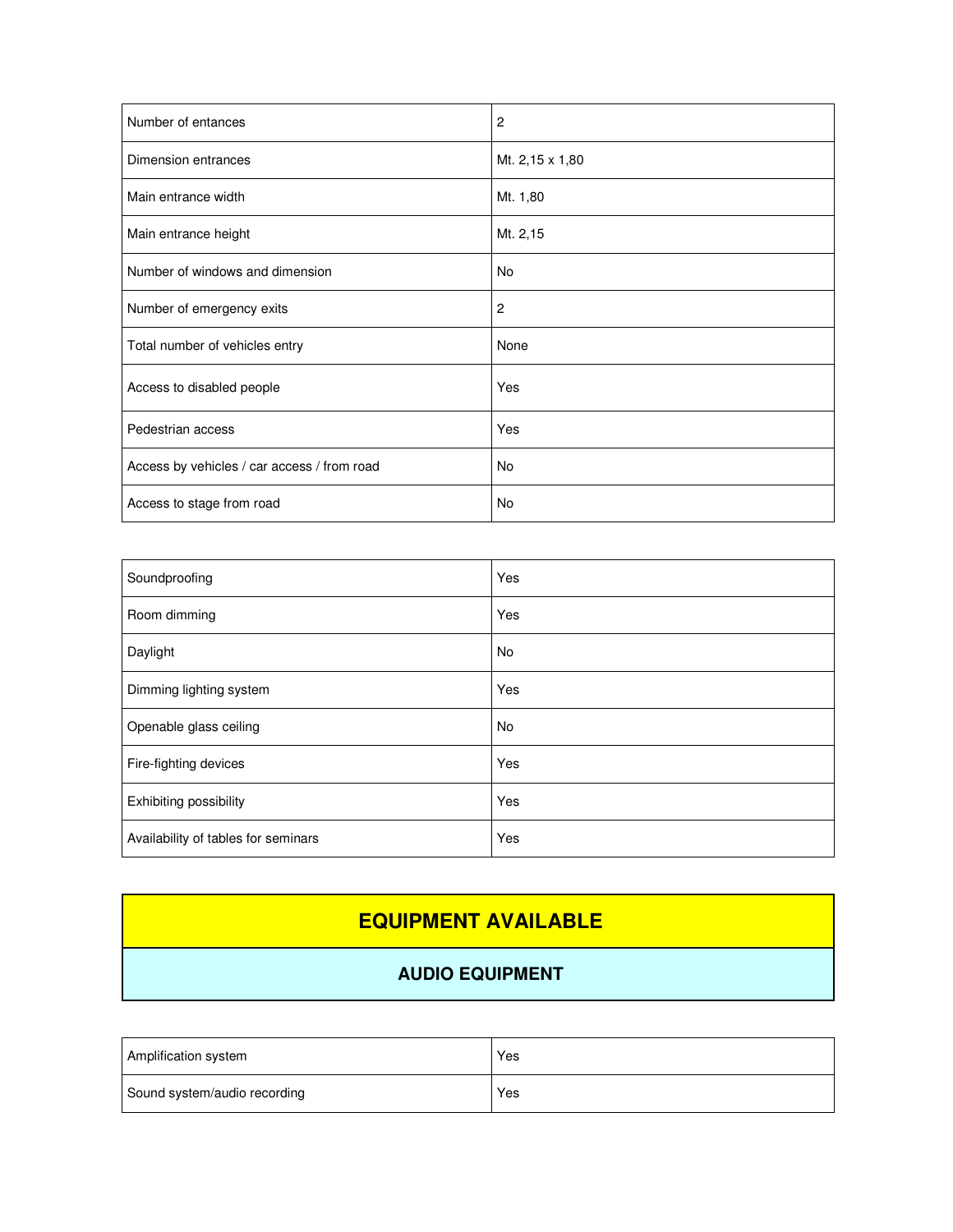| | |
|---|---|
| Number of entances | 2 |
| Dimension entrances | Mt. 2,15 x 1,80 |
| Main entrance width | Mt. 1,80 |
| Main entrance height | Mt. 2,15 |
| Number of windows and dimension | No |
| Number of emergency exits | 2 |
| Total number of vehicles entry | None |
| Access to disabled people | Yes |
| Pedestrian access | Yes |
| Access by vehicles / car access / from road | No |
| Access to stage from road | No |

| | |
|---|---|
| Soundproofing | Yes |
| Room dimming | Yes |
| Daylight | No |
| Dimming lighting system | Yes |
| Openable glass ceiling | No |
| Fire-fighting devices | Yes |
| Exhibiting possibility | Yes |
| Availability of tables for seminars | Yes |

# EQUIPMENT AVAILABLE

## AUDIO EQUIPMENT

| | |
|---|---|
| Amplification system | Yes |
| Sound system/audio recording | Yes |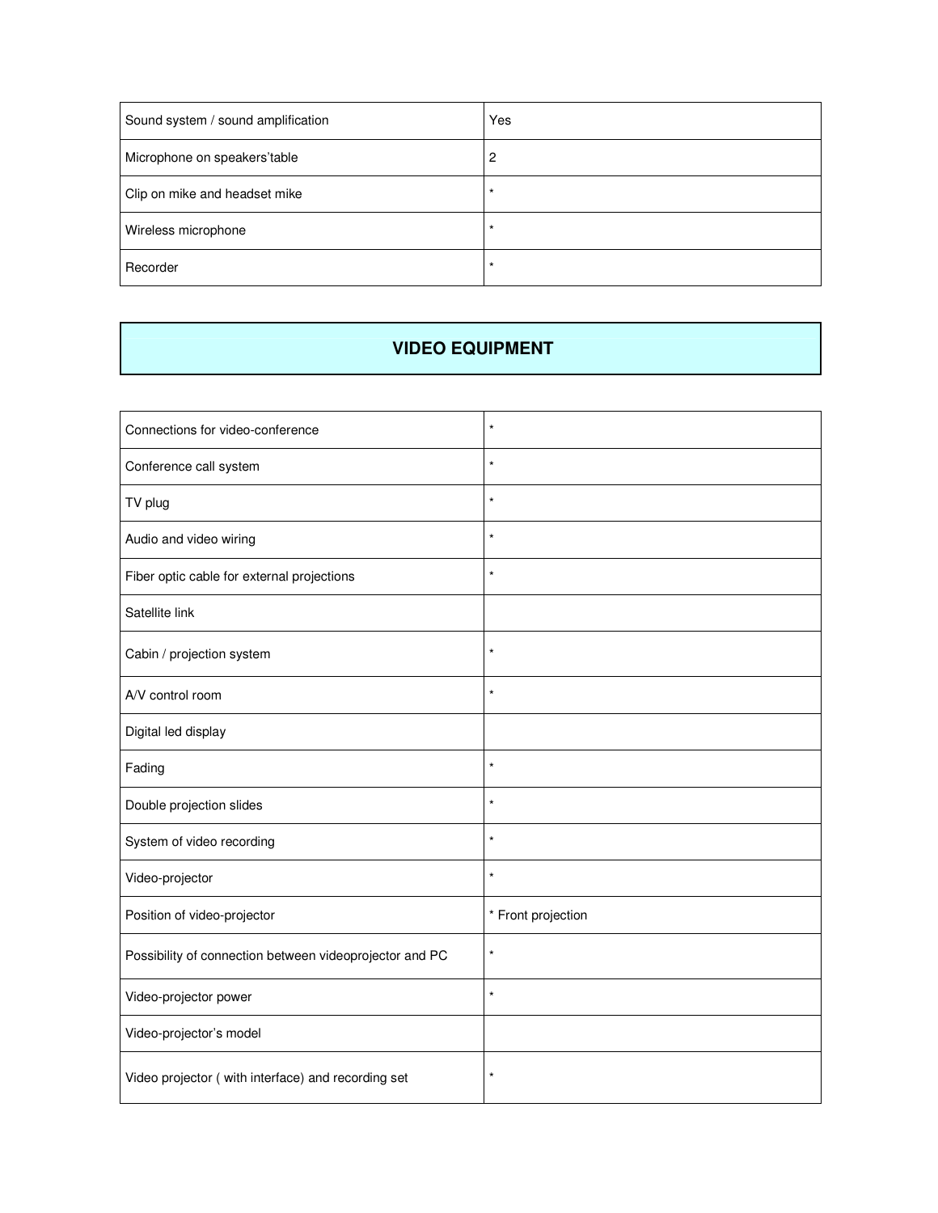| | |
|---|---|
| Sound system / sound amplification | Yes |
| Microphone on speakers'table | 2 |
| Clip on mike and headset mike | * |
| Wireless microphone | * |
| Recorder | * |

## VIDEO EQUIPMENT

| | |
|---|---|
| Connections for video-conference | * |
| Conference call system | * |
| TV plug | * |
| Audio and video wiring | * |
| Fiber optic cable for external projections | * |
| Satellite link | |
| Cabin / projection system | * |
| A/V control room | * |
| Digital led display | |
| Fading | * |
| Double projection slides | * |
| System of video recording | * |
| Video-projector | * |
| Position of video-projector | * Front projection |
| Possibility of connection between videoprojector and PC | * |
| Video-projector power | * |
| Video-projector's model | |
| Video projector ( with interface) and recording set | * |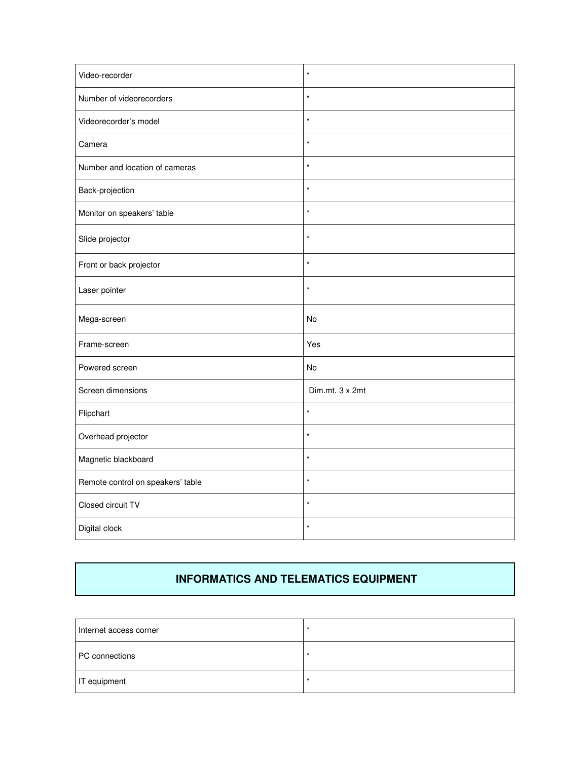| Video-recorder | * |
| --- | --- |
| Number of videorecorders | * |
| Videorecorder’s model | * |
| Camera | * |
| Number and location of cameras | * |
| Back-projection | * |
| Monitor on speakers’ table | * |
| Slide projector | * |
| Front or back projector | * |
| Laser pointer | * |
| Mega-screen | No |
| Frame-screen | Yes |
| Powered screen | No |
| Screen dimensions | Dim.mt. 3 x 2mt |
| Flipchart | * |
| Overhead projector | * |
| Magnetic blackboard | * |
| Remote control on speakers’ table | * |
| Closed circuit TV | * |
| Digital clock | * |

## INFORMATICS AND TELEMATICS EQUIPMENT

| Internet access corner | * |
| --- | --- |
| PC connections | * |
| IT equipment | * |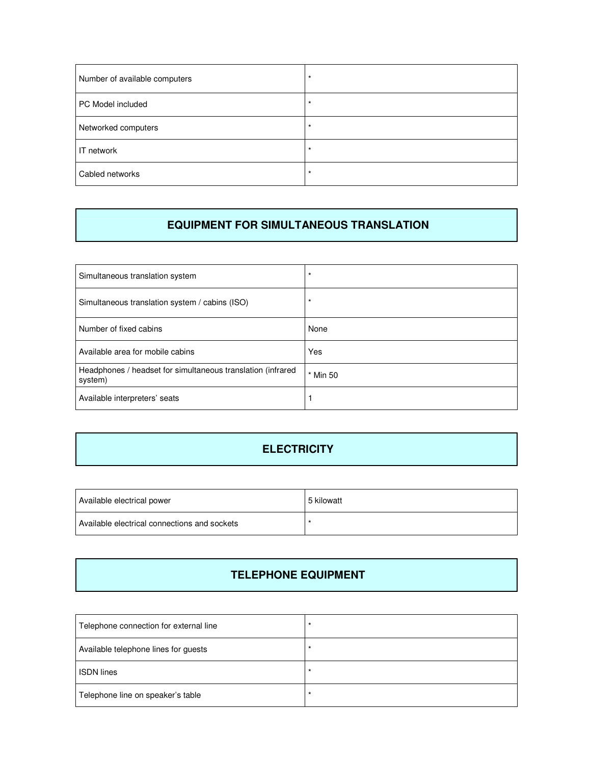| | |
|---|---|
| Number of available computers | * |
| PC Model included | * |
| Networked computers | * |
| IT network | * |
| Cabled networks | * |

## EQUIPMENT FOR SIMULTANEOUS TRANSLATION

| | |
|---|---|
| Simultaneous translation system | * |
| Simultaneous translation system / cabins (ISO) | * |
| Number of fixed cabins | None |
| Available area for mobile cabins | Yes |
| Headphones / headset for simultaneous translation (infrared system) | * Min 50 |
| Available interpreters' seats | 1 |

## ELECTRICITY

| | |
|---|---|
| Available electrical power | 5 kilowatt |
| Available electrical connections and sockets | * |

## TELEPHONE EQUIPMENT

| | |
|---|---|
| Telephone connection for external line | * |
| Available telephone lines for guests | * |
| ISDN lines | * |
| Telephone line on speaker's table | * |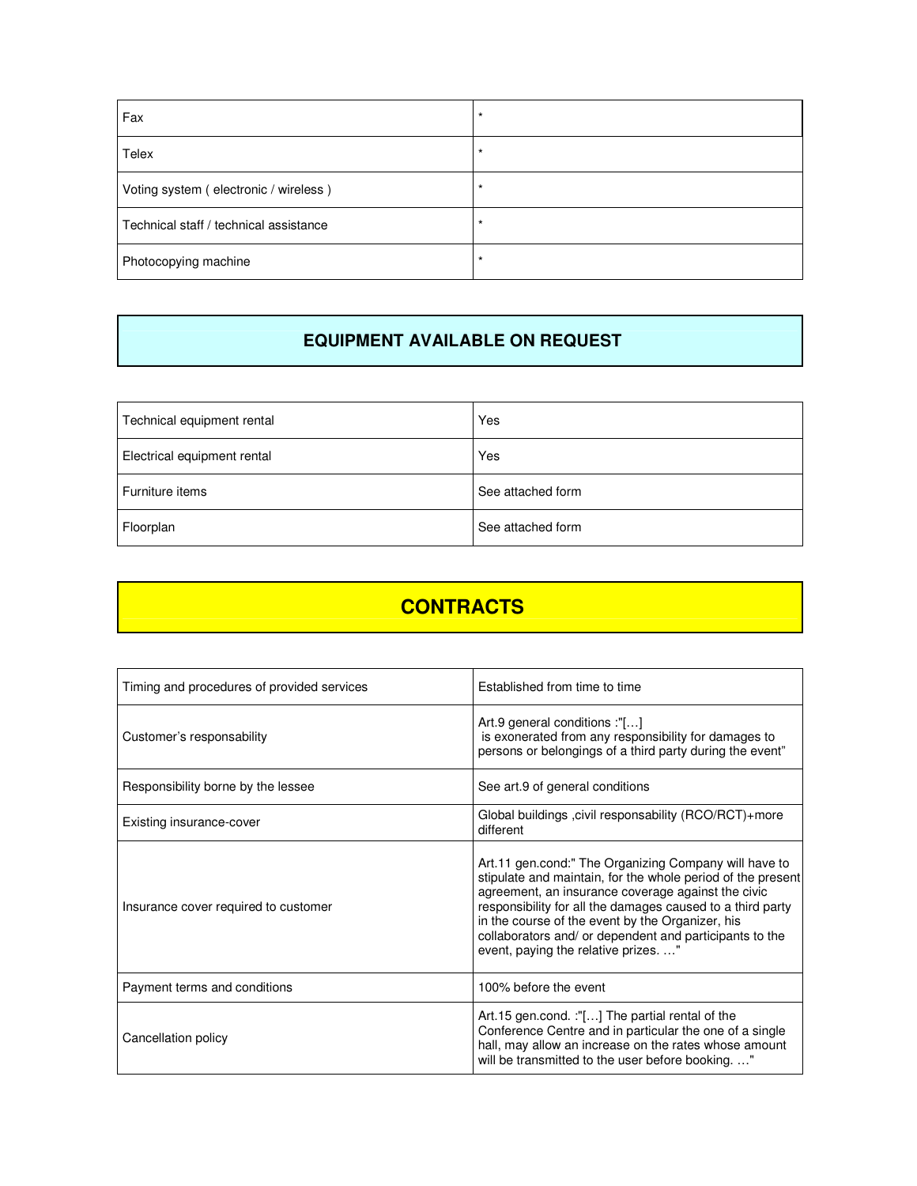| | |
|---|---|
| Fax | * |
| Telex | * |
| Voting system ( electronic / wireless ) | * |
| Technical staff / technical assistance | * |
| Photocopying machine | * |

## EQUIPMENT AVAILABLE ON REQUEST

| | |
|---|---|
| Technical equipment rental | Yes |
| Electrical equipment rental | Yes |
| Furniture items | See attached form |
| Floorplan | See attached form |

## CONTRACTS

| | |
|---|---|
| Timing and procedures of provided services | Established from time to time |
| Customer's responsability | Art.9 general conditions :"[…] is exonerated from any responsibility for damages to persons or belongings of a third party during the event" |
| Responsibility borne by the lessee | See art.9 of general conditions |
| Existing insurance-cover | Global buildings ,civil responsability (RCO/RCT)+more different |
| Insurance cover required to customer | Art.11 gen.cond:" The Organizing Company will have to stipulate and maintain, for the whole period of the present agreement, an insurance coverage against the civic responsibility for all the damages caused to a third party in the course of the event by the Organizer, his collaborators and/ or dependent and participants to the event, paying the relative prizes. …" |
| Payment terms and conditions | 100% before the event |
| Cancellation policy | Art.15 gen.cond. :"[…] The partial rental of the Conference Centre and in particular the one of a single hall, may allow an increase on the rates whose amount will be transmitted to the user before booking. …" |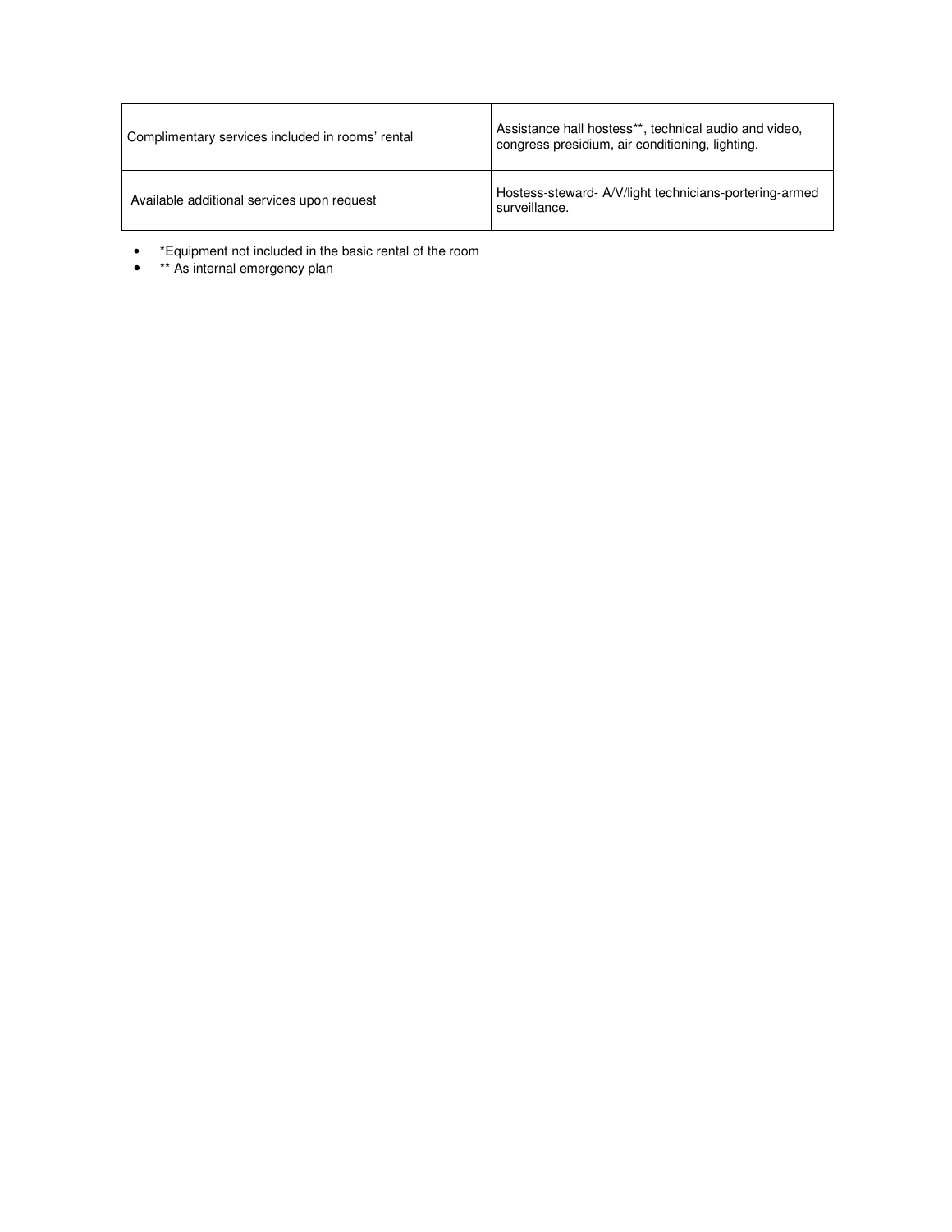| | |
|---|---|
| Complimentary services included in rooms' rental | Assistance hall hostess**, technical audio and video, congress presidium, air conditioning, lighting. |
| Available additional services upon request | Hostess-steward- A/V/light technicians-portering-armed surveillance. |

- *Equipment not included in the basic rental of the room
- ** As internal emergency plan